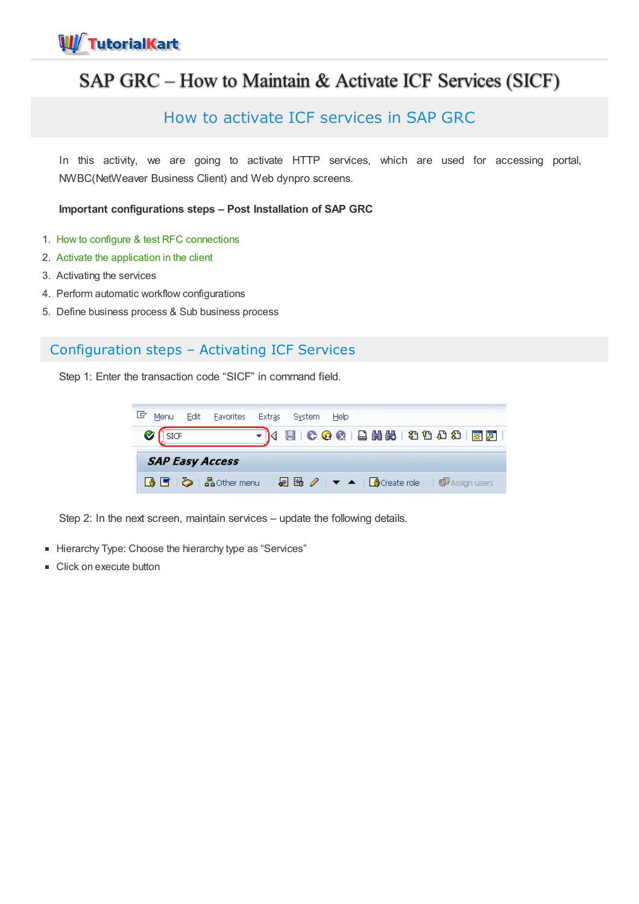# SAP GRC – How to Maintain & Activate ICF Services (SICF)

## How to activate ICF services in SAP GRC

In this activity, we are going to activate HTTP services, which are used for accessing portal, NWBC(NetWeaver Business Client) and Web dynpro screens.

**Important configurations steps – Post Installation of SAP GRC**

1. How to configure & test RFC connections
2. Activate the application in the client
3. Activating the services
4. Perform automatic workflow configurations
5. Define business process & Sub business process

## Configuration steps – Activating ICF Services

Step 1: Enter the transaction code "SICF" in command field.

Step 2: In the next screen, maintain services – update the following details.

- Hierarchy Type: Choose the hierarchy type as "Services"
- Click on execute button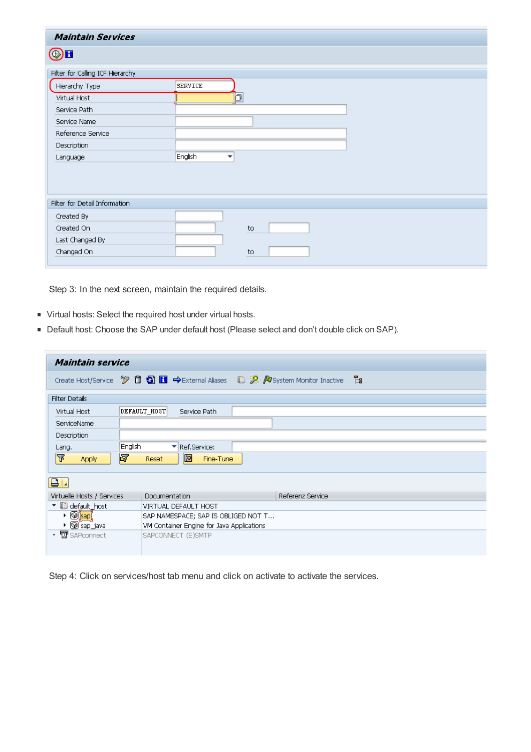Step 3: In the next screen, maintain the required details.

- Virtual hosts: Select the required host under virtual hosts.
- Default host: Choose the SAP under default host (Please select and don't double click on SAP).

Step 4: Click on services/host tab menu and click on activate to activate the services.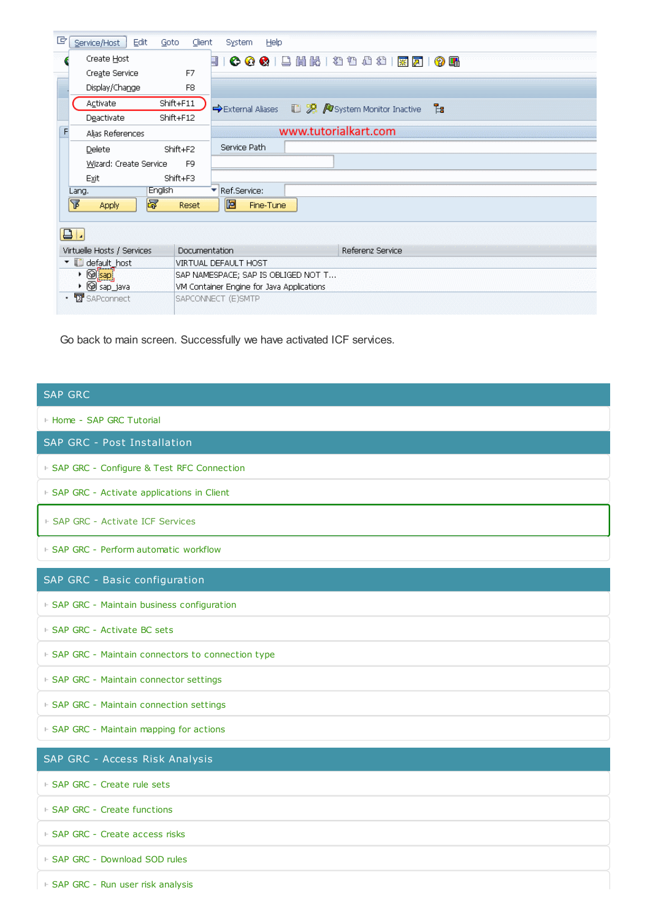Go back to main screen. Successfully we have activated ICF services.

## SAP GRC

- Home - SAP GRC Tutorial

## SAP GRC - Post Installation

- SAP GRC - Configure & Test RFC Connection
- SAP GRC - Activate applications in Client
- SAP GRC - Activate ICF Services
- SAP GRC - Perform automatic workflow

## SAP GRC - Basic configuration

- SAP GRC - Maintain business configuration
- SAP GRC - Activate BC sets
- SAP GRC - Maintain connectors to connection type
- SAP GRC - Maintain connector settings
- SAP GRC - Maintain connection settings
- SAP GRC - Maintain mapping for actions

## SAP GRC - Access Risk Analysis

- SAP GRC - Create rule sets
- SAP GRC - Create functions
- SAP GRC - Create access risks
- SAP GRC - Download SOD rules
- SAP GRC - Run user risk analysis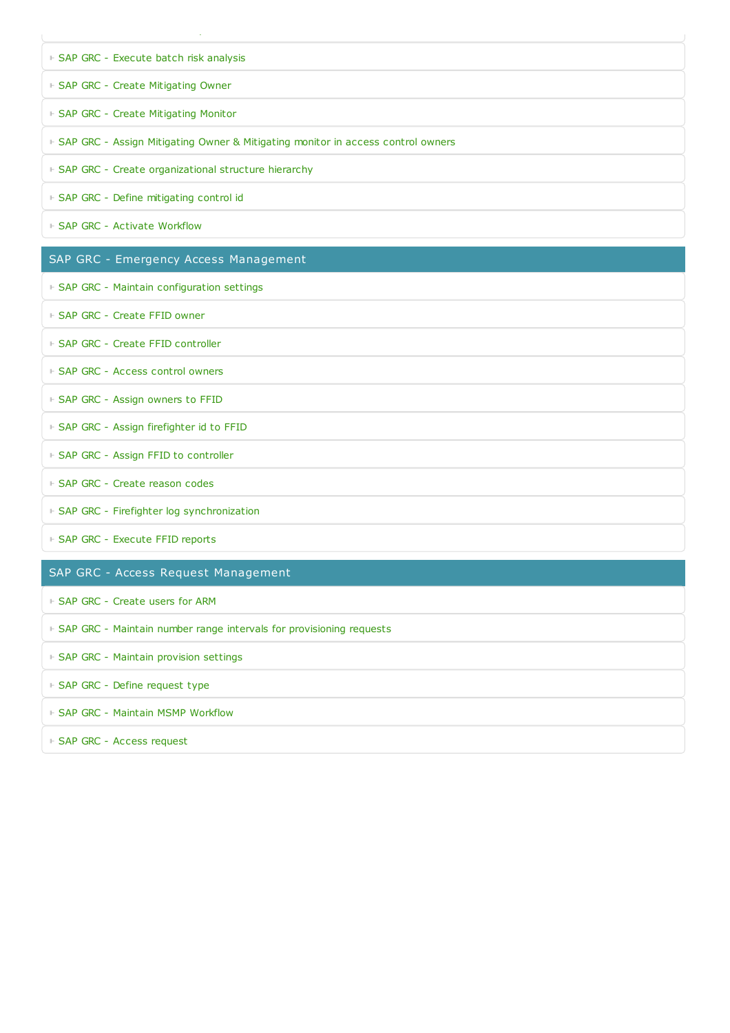- SAP GRC - Execute batch risk analysis
- SAP GRC - Create Mitigating Owner
- SAP GRC - Create Mitigating Monitor
- SAP GRC - Assign Mitigating Owner & Mitigating monitor in access control owners
- SAP GRC - Create organizational structure hierarchy
- SAP GRC - Define mitigating control id
- SAP GRC - Activate Workflow

## SAP GRC - Emergency Access Management

- SAP GRC - Maintain configuration settings
- SAP GRC - Create FFID owner
- SAP GRC - Create FFID controller
- SAP GRC - Access control owners
- SAP GRC - Assign owners to FFID
- SAP GRC - Assign firefighter id to FFID
- SAP GRC - Assign FFID to controller
- SAP GRC - Create reason codes
- SAP GRC - Firefighter log synchronization
- SAP GRC - Execute FFID reports

## SAP GRC - Access Request Management

- SAP GRC - Create users for ARM
- SAP GRC - Maintain number range intervals for provisioning requests
- SAP GRC - Maintain provision settings
- SAP GRC - Define request type
- SAP GRC - Maintain MSMP Workflow
- SAP GRC - Access request